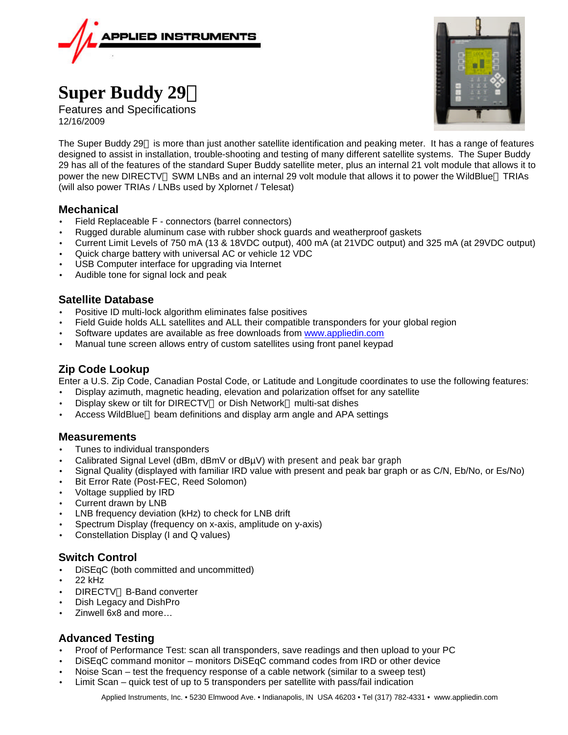# Super Buddy 29

Features and Specifications
12/16/2009

The Super Buddy 29 is more than just another satellite identification and peaking meter. It has a range of features designed to assist in installation, trouble-shooting and testing of many different satellite systems. The Super Buddy 29 has all of the features of the standard Super Buddy satellite meter, plus an internal 21 volt module that allows it to power the new DIRECTV SWM LNBs and an internal 29 volt module that allows it to power the WildBlue TRIAs (will also power TRIAs / LNBs used by Xplornet / Telesat)

## Mechanical

- Field Replaceable F - connectors (barrel connectors)
- Rugged durable aluminum case with rubber shock guards and weatherproof gaskets
- Current Limit Levels of 750 mA (13 & 18VDC output), 400 mA (at 21VDC output) and 325 mA (at 29VDC output)
- Quick charge battery with universal AC or vehicle 12 VDC
- USB Computer interface for upgrading via Internet
- Audible tone for signal lock and peak

## Satellite Database

- Positive ID multi-lock algorithm eliminates false positives
- Field Guide holds ALL satellites and ALL their compatible transponders for your global region
- Software updates are available as free downloads from www.appliedin.com
- Manual tune screen allows entry of custom satellites using front panel keypad

## Zip Code Lookup

Enter a U.S. Zip Code, Canadian Postal Code, or Latitude and Longitude coordinates to use the following features:

- Display azimuth, magnetic heading, elevation and polarization offset for any satellite
- Display skew or tilt for DIRECTV or Dish Network multi-sat dishes
- Access WildBlue beam definitions and display arm angle and APA settings

## Measurements

- Tunes to individual transponders
- Calibrated Signal Level (dBm, dBmV or dBµV) with present and peak bar graph
- Signal Quality (displayed with familiar IRD value with present and peak bar graph or as C/N, Eb/No, or Es/No)
- Bit Error Rate (Post-FEC, Reed Solomon)
- Voltage supplied by IRD
- Current drawn by LNB
- LNB frequency deviation (kHz) to check for LNB drift
- Spectrum Display (frequency on x-axis, amplitude on y-axis)
- Constellation Display (I and Q values)

## Switch Control

- DiSEqC (both committed and uncommitted)
- 22 kHz
- DIRECTV B-Band converter
- Dish Legacy and DishPro
- Zinwell 6x8 and more…

## Advanced Testing

- Proof of Performance Test: scan all transponders, save readings and then upload to your PC
- DiSEqC command monitor – monitors DiSEqC command codes from IRD or other device
- Noise Scan – test the frequency response of a cable network (similar to a sweep test)
- Limit Scan – quick test of up to 5 transponders per satellite with pass/fail indication

Applied Instruments, Inc. • 5230 Elmwood Ave. • Indianapolis, IN USA 46203 • Tel (317) 782-4331 • www.appliedin.com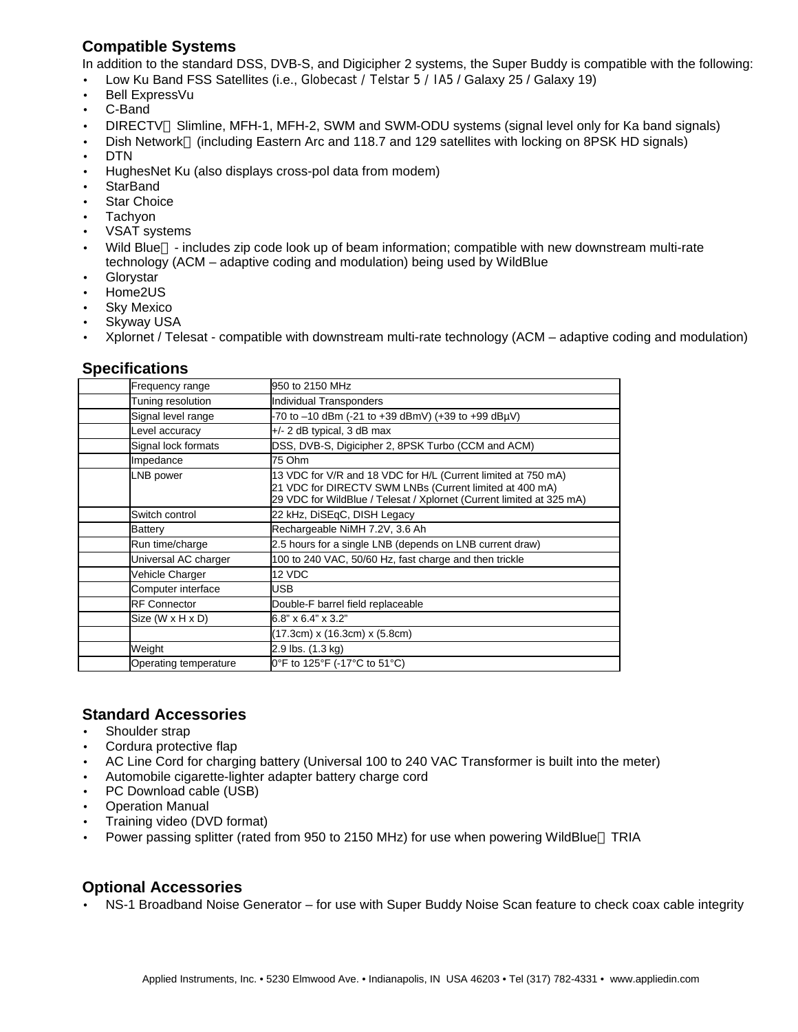## Compatible Systems

In addition to the standard DSS, DVB-S, and Digicipher 2 systems, the Super Buddy is compatible with the following:

- Low Ku Band FSS Satellites (i.e., Globecast / Telstar 5 / IA5 / Galaxy 25 / Galaxy 19)
- Bell ExpressVu
- C-Band
- DIRECTV® Slimline, MFH-1, MFH-2, SWM and SWM-ODU systems (signal level only for Ka band signals)
- Dish Network® (including Eastern Arc and 118.7 and 129 satellites with locking on 8PSK HD signals)
- DTN
- HughesNet Ku (also displays cross-pol data from modem)
- StarBand
- Star Choice
- Tachyon
- VSAT systems
- Wild Blue® - includes zip code look up of beam information; compatible with new downstream multi-rate technology (ACM – adaptive coding and modulation) being used by WildBlue
- Glorystar
- Home2US
- Sky Mexico
- Skyway USA
- Xplornet / Telesat - compatible with downstream multi-rate technology (ACM – adaptive coding and modulation)

## Specifications

| | | |
|---|---|---|
| | Frequency range | 950 to 2150 MHz |
| | Tuning resolution | Individual Transponders |
| | Signal level range | -70 to –10 dBm (-21 to +39 dBmV) (+39 to +99 dBμV) |
| | Level accuracy | +/- 2 dB typical, 3 dB max |
| | Signal lock formats | DSS, DVB-S, Digicipher 2, 8PSK Turbo (CCM and ACM) |
| | Impedance | 75 Ohm |
| | LNB power | 13 VDC for V/R and 18 VDC for H/L (Current limited at 750 mA)<br>21 VDC for DIRECTV SWM LNBs (Current limited at 400 mA)<br>29 VDC for WildBlue / Telesat / Xplornet (Current limited at 325 mA) |
| | Switch control | 22 kHz, DiSEqC, DISH Legacy |
| | Battery | Rechargeable NiMH 7.2V, 3.6 Ah |
| | Run time/charge | 2.5 hours for a single LNB (depends on LNB current draw) |
| | Universal AC charger | 100 to 240 VAC, 50/60 Hz, fast charge and then trickle |
| | Vehicle Charger | 12 VDC |
| | Computer interface | USB |
| | RF Connector | Double-F barrel field replaceable |
| | Size (W x H x D) | 6.8" x 6.4" x 3.2" |
| | | (17.3cm) x (16.3cm) x (5.8cm) |
| | Weight | 2.9 lbs. (1.3 kg) |
| | Operating temperature | 0°F to 125°F (-17°C to 51°C) |

## Standard Accessories

- Shoulder strap
- Cordura protective flap
- AC Line Cord for charging battery (Universal 100 to 240 VAC Transformer is built into the meter)
- Automobile cigarette-lighter adapter battery charge cord
- PC Download cable (USB)
- Operation Manual
- Training video (DVD format)
- Power passing splitter (rated from 950 to 2150 MHz) for use when powering WildBlue® TRIA

## Optional Accessories

- NS-1 Broadband Noise Generator – for use with Super Buddy Noise Scan feature to check coax cable integrity